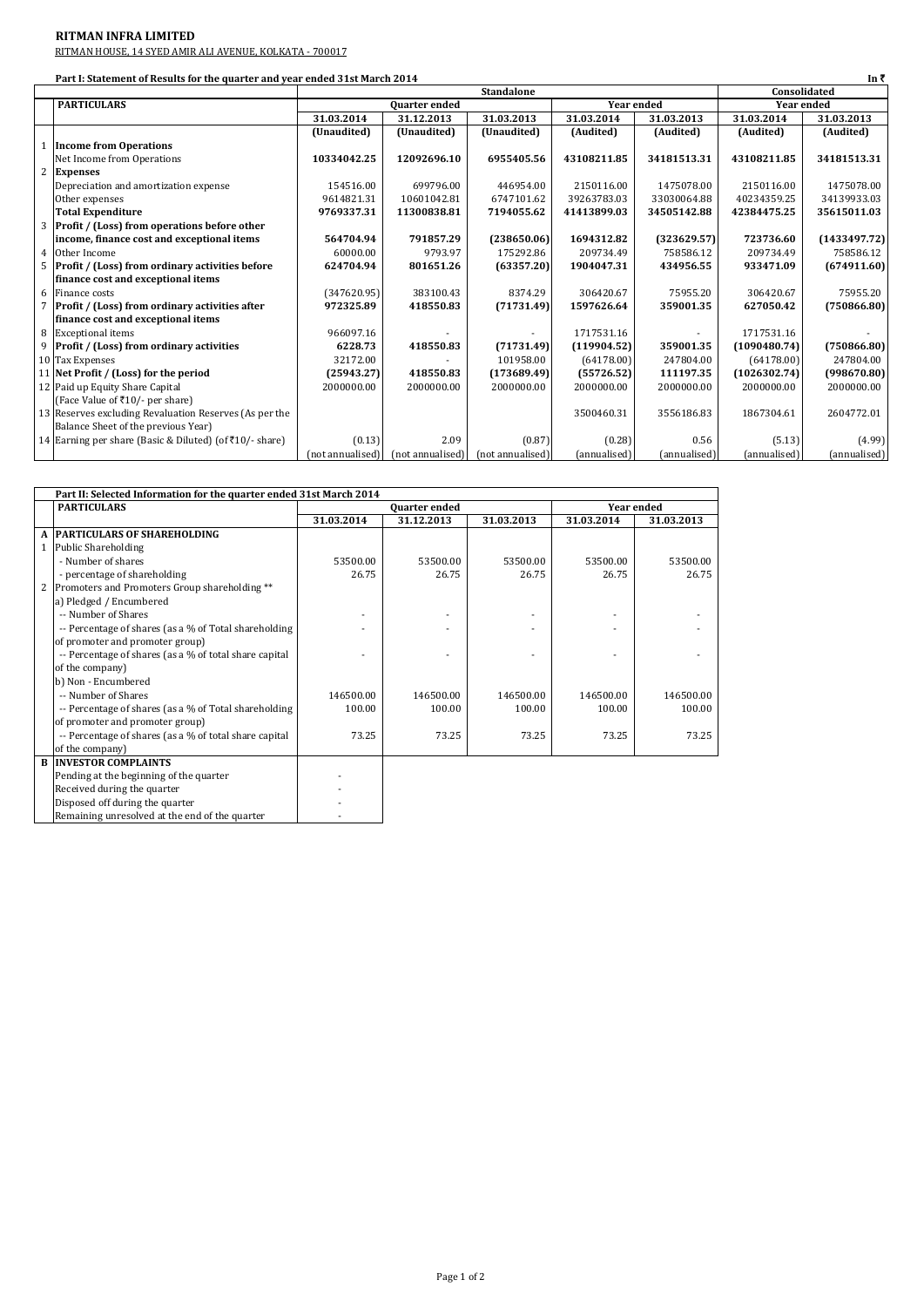# RITMAN INFRA LIMITED

RITMAN HOUSE, 14 SYED AMIR ALI AVENUE, KOLKATA - 700017

**Part I: Statement of Results for the quarter and year ended 31st March 2014** In ₹

| | PARTICULARS | Standalone | | | | | Consolidated | |
|---|---|---|---|---|---|---|---|---|
| | | Quarter ended | | | Year ended | | Year ended | |
| | | 31.03.2014 | 31.12.2013 | 31.03.2013 | 31.03.2014 | 31.03.2013 | 31.03.2014 | 31.03.2013 |
| | | (Unaudited) | (Unaudited) | (Unaudited) | (Audited) | (Audited) | (Audited) | (Audited) |
| 1 | **Income from Operations** | | | | | | | |
| | Net Income from Operations | **10334042.25** | **12092696.10** | **6955405.56** | **43108211.85** | **34181513.31** | **43108211.85** | **34181513.31** |
| 2 | **Expenses** | | | | | | | |
| | Depreciation and amortization expense | 154516.00 | 699796.00 | 446954.00 | 2150116.00 | 1475078.00 | 2150116.00 | 1475078.00 |
| | Other expenses | 9614821.31 | 10601042.81 | 6747101.62 | 39263783.03 | 33030064.88 | 40234359.25 | 34139933.03 |
| | **Total Expenditure** | **9769337.31** | **11300838.81** | **7194055.62** | **41413899.03** | **34505142.88** | **42384475.25** | **35615011.03** |
| 3 | **Profit / (Loss) from operations before other income, finance cost and exceptional items** | **564704.94** | **791857.29** | **(238650.06)** | **1694312.82** | **(323629.57)** | **723736.60** | **(1433497.72)** |
| 4 | Other Income | 60000.00 | 9793.97 | 175292.86 | 209734.49 | 758586.12 | 209734.49 | 758586.12 |
| 5 | **Profit / (Loss) from ordinary activities before finance cost and exceptional items** | **624704.94** | **801651.26** | **(63357.20)** | **1904047.31** | **434956.55** | **933471.09** | **(674911.60)** |
| 6 | Finance costs | (347620.95) | 383100.43 | 8374.29 | 306420.67 | 75955.20 | 306420.67 | 75955.20 |
| 7 | **Profit / (Loss) from ordinary activities after finance cost and exceptional items** | **972325.89** | **418550.83** | **(71731.49)** | **1597626.64** | **359001.35** | **627050.42** | **(750866.80)** |
| 8 | Exceptional items | 966097.16 | - | - | 1717531.16 | - | 1717531.16 | - |
| 9 | **Profit / (Loss) from ordinary activities** | **6228.73** | **418550.83** | **(71731.49)** | **(119904.52)** | **359001.35** | **(1090480.74)** | **(750866.80)** |
| 10 | Tax Expenses | 32172.00 | - | 101958.00 | (64178.00) | 247804.00 | (64178.00) | 247804.00 |
| 11 | **Net Profit / (Loss) for the period** | **(25943.27)** | **418550.83** | **(173689.49)** | **(55726.52)** | **111197.35** | **(1026302.74)** | **(998670.80)** |
| 12 | Paid up Equity Share Capital (Face Value of ₹10/- per share) | 2000000.00 | 2000000.00 | 2000000.00 | 2000000.00 | 2000000.00 | 2000000.00 | 2000000.00 |
| 13 | Reserves excluding Revaluation Reserves (As per the Balance Sheet of the previous Year) | | | | 3500460.31 | 3556186.83 | 1867304.61 | 2604772.01 |
| 14 | Earning per share (Basic & Diluted) (of ₹10/- share) | (0.13) | 2.09 | (0.87) | (0.28) | 0.56 | (5.13) | (4.99) |
| | | (not annualised) | (not annualised) | (not annualised) | (annualised) | (annualised) | (annualised) | (annualised) |

**Part II: Selected Information for the quarter ended 31st March 2014**

| | PARTICULARS | Quarter ended | | | Year ended | |
|---|---|---|---|---|---|---|
| | | 31.03.2014 | 31.12.2013 | 31.03.2013 | 31.03.2014 | 31.03.2013 |
| A | **PARTICULARS OF SHAREHOLDING** | | | | | |
| 1 | Public Shareholding | | | | | |
| | - Number of shares | 53500.00 | 53500.00 | 53500.00 | 53500.00 | 53500.00 |
| | - percentage of shareholding | 26.75 | 26.75 | 26.75 | 26.75 | 26.75 |
| 2 | Promoters and Promoters Group shareholding ** | | | | | |
| | a) Pledged / Encumbered | | | | | |
| | -- Number of Shares | - | - | - | - | - |
| | -- Percentage of shares (as a % of Total shareholding of promoter and promoter group) | - | - | - | - | - |
| | -- Percentage of shares (as a % of total share capital of the company) | - | - | - | - | - |
| | b) Non - Encumbered | | | | | |
| | -- Number of Shares | 146500.00 | 146500.00 | 146500.00 | 146500.00 | 146500.00 |
| | -- Percentage of shares (as a % of Total shareholding of promoter and promoter group) | 100.00 | 100.00 | 100.00 | 100.00 | 100.00 |
| | -- Percentage of shares (as a % of total share capital of the company) | 73.25 | 73.25 | 73.25 | 73.25 | 73.25 |
| B | **INVESTOR COMPLAINTS** | | | | | |
| | Pending at the beginning of the quarter | - | | | | |
| | Received during the quarter | - | | | | |
| | Disposed off during the quarter | - | | | | |
| | Remaining unresolved at the end of the quarter | - | | | | |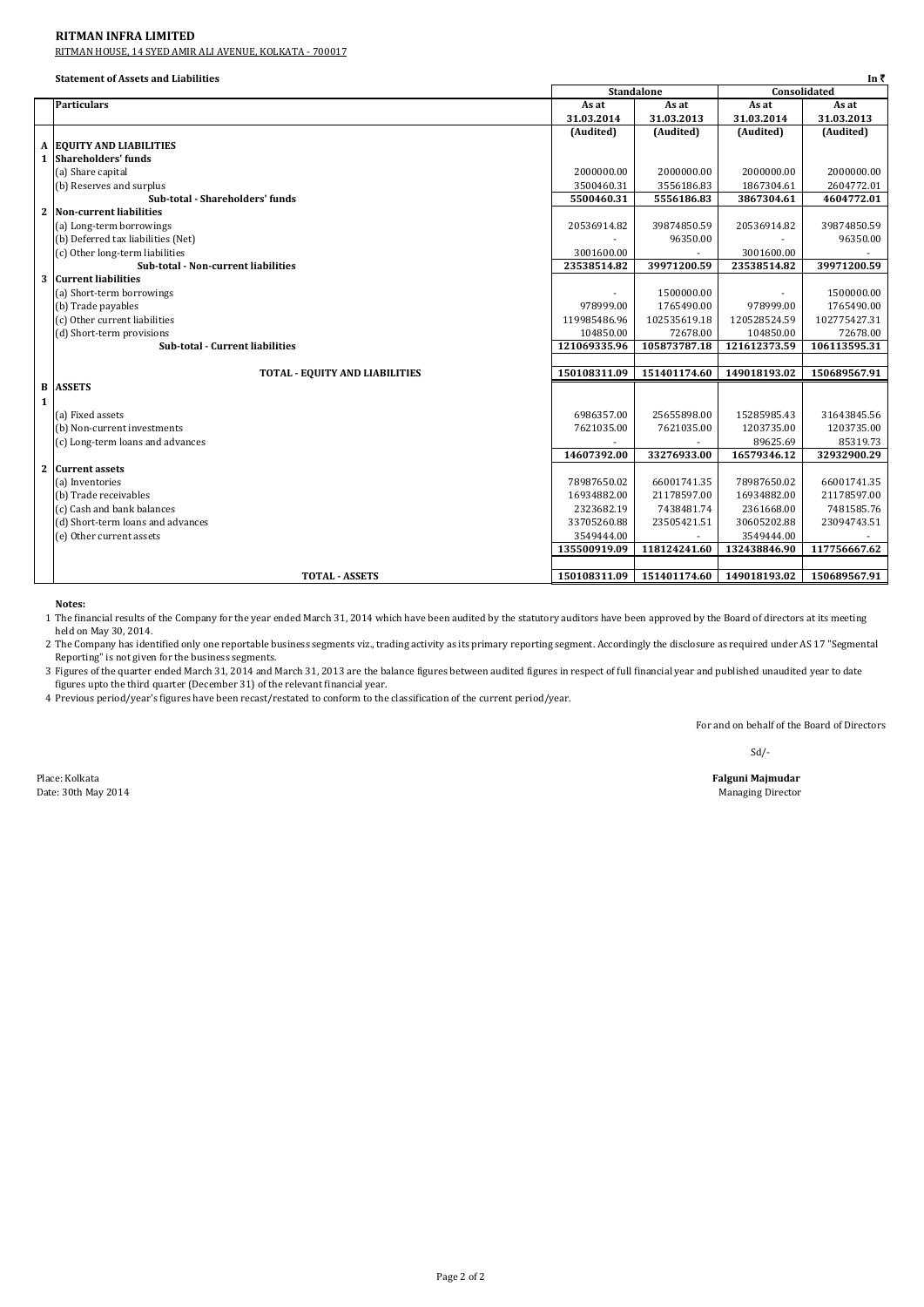**RITMAN INFRA LIMITED**

RITMAN HOUSE, 14 SYED AMIR ALI AVENUE, KOLKATA - 700017

**Statement of Assets and Liabilities**

In ₹

| | Particulars | Standalone | | Consolidated | |
|---|---|---|---|---|---|
| | | As at 31.03.2014 | As at 31.03.2013 | As at 31.03.2014 | As at 31.03.2013 |
| | | (Audited) | (Audited) | (Audited) | (Audited) |
| **A** | **EQUITY AND LIABILITIES** | | | | |
| **1** | **Shareholders' funds** | | | | |
| | (a) Share capital | 2000000.00 | 2000000.00 | 2000000.00 | 2000000.00 |
| | (b) Reserves and surplus | 3500460.31 | 3556186.83 | 1867304.61 | 2604772.01 |
| | **Sub-total - Shareholders' funds** | **5500460.31** | **5556186.83** | **3867304.61** | **4604772.01** |
| **2** | **Non-current liabilities** | | | | |
| | (a) Long-term borrowings | 20536914.82 | 39874850.59 | 20536914.82 | 39874850.59 |
| | (b) Deferred tax liabilities (Net) | - | 96350.00 | - | 96350.00 |
| | (c) Other long-term liabilities | 3001600.00 | - | 3001600.00 | - |
| | **Sub-total - Non-current liabilities** | **23538514.82** | **39971200.59** | **23538514.82** | **39971200.59** |
| **3** | **Current liabilities** | | | | |
| | (a) Short-term borrowings | - | 1500000.00 | - | 1500000.00 |
| | (b) Trade payables | 978999.00 | 1765490.00 | 978999.00 | 1765490.00 |
| | (c) Other current liabilities | 119985486.96 | 102535619.18 | 120528524.59 | 102775427.31 |
| | (d) Short-term provisions | 104850.00 | 72678.00 | 104850.00 | 72678.00 |
| | **Sub-total - Current liabilities** | **121069335.96** | **105873787.18** | **121612373.59** | **106113595.31** |
| | **TOTAL - EQUITY AND LIABILITIES** | **150108311.09** | **151401174.60** | **149018193.02** | **150689567.91** |
| **B** | **ASSETS** | | | | |
| **1** | | | | | |
| | (a) Fixed assets | 6986357.00 | 25655898.00 | 15285985.43 | 31643845.56 |
| | (b) Non-current investments | 7621035.00 | 7621035.00 | 1203735.00 | 1203735.00 |
| | (c) Long-term loans and advances | - | - | 89625.69 | 85319.73 |
| | | **14607392.00** | **33276933.00** | **16579346.12** | **32932900.29** |
| **2** | **Current assets** | | | | |
| | (a) Inventories | 78987650.02 | 66001741.35 | 78987650.02 | 66001741.35 |
| | (b) Trade receivables | 16934882.00 | 21178597.00 | 16934882.00 | 21178597.00 |
| | (c) Cash and bank balances | 2323682.19 | 7438481.74 | 2361668.00 | 7481585.76 |
| | (d) Short-term loans and advances | 33705260.88 | 23505421.51 | 30605202.88 | 23094743.51 |
| | (e) Other current assets | 3549444.00 | - | 3549444.00 | - |
| | | **135500919.09** | **118124241.60** | **132438846.90** | **117756667.62** |
| | **TOTAL - ASSETS** | **150108311.09** | **151401174.60** | **149018193.02** | **150689567.91** |

**Notes:**

1. The financial results of the Company for the year ended March 31, 2014 which have been audited by the statutory auditors have been approved by the Board of directors at its meeting held on May 30, 2014.
2. The Company has identified only one reportable business segments viz., trading activity as its primary reporting segment. Accordingly the disclosure as required under AS 17 "Segmental Reporting" is not given for the business segments.
3. Figures of the quarter ended March 31, 2014 and March 31, 2013 are the balance figures between audited figures in respect of full financial year and published unaudited year to date figures upto the third quarter (December 31) of the relevant financial year.
4. Previous period/year's figures have been recast/restated to conform to the classification of the current period/year.

For and on behalf of the Board of Directors

Sd/-

Place: Kolkata
Date: 30th May 2014

**Falguni Majmudar**
Managing Director